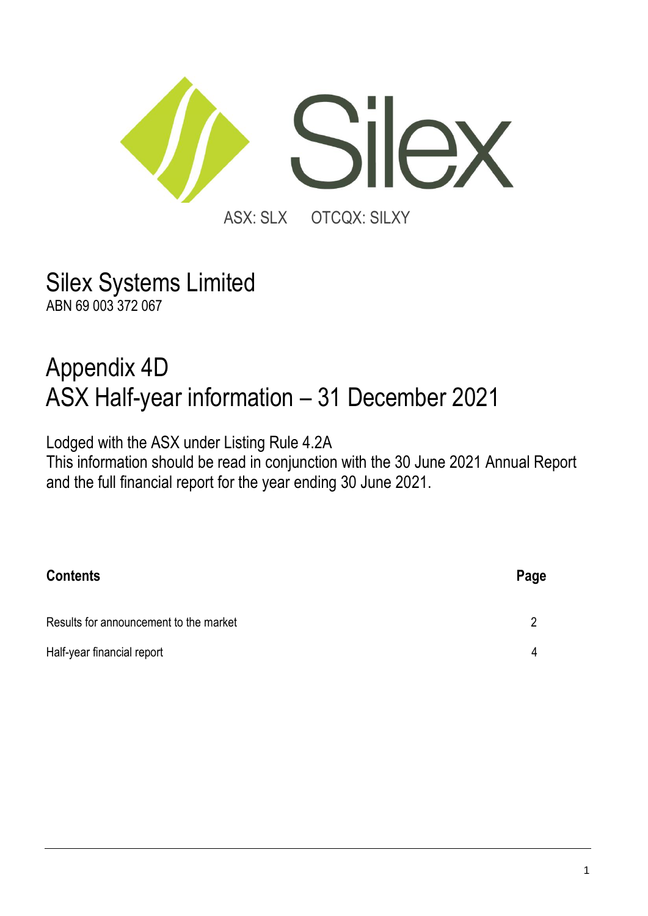Silex

ASX: SLX OTCQX: SILXY

# Silex Systems Limited

ABN 69 003 372 067

# Appendix 4D
# ASX Half-year information – 31 December 2021

Lodged with the ASX under Listing Rule 4.2A

This information should be read in conjunction with the 30 June 2021 Annual Report and the full financial report for the year ending 30 June 2021.

| **Contents** | **Page** |
|---|---|
| Results for announcement to the market | 2 |
| Half-year financial report | 4 |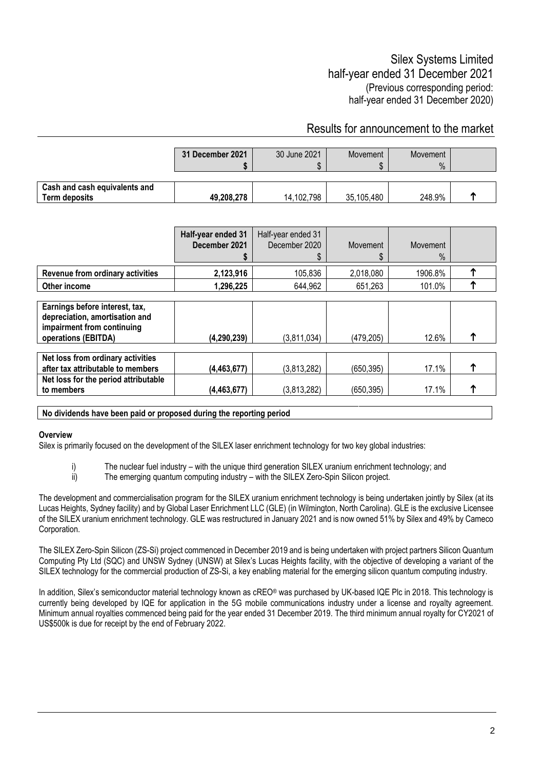# Silex Systems Limited

## half-year ended 31 December 2021

(Previous corresponding period:
half-year ended 31 December 2020)

## Results for announcement to the market

| | **31 December 2021 $** | 30 June 2021 $ | Movement $ | Movement % | |
|---|---|---|---|---|---|
| **Cash and cash equivalents and Term deposits** | **49,208,278** | 14,102,798 | 35,105,480 | 248.9% | ↑ |

| | **Half-year ended 31 December 2021 $** | Half-year ended 31 December 2020 $ | Movement $ | Movement % | |
|---|---|---|---|---|---|
| **Revenue from ordinary activities** | **2,123,916** | 105,836 | 2,018,080 | 1906.8% | ↑ |
| **Other income** | **1,296,225** | 644,962 | 651,263 | 101.0% | ↑ |
| **Earnings before interest, tax, depreciation, amortisation and impairment from continuing operations (EBITDA)** | **(4,290,239)** | (3,811,034) | (479,205) | 12.6% | ↑ |
| **Net loss from ordinary activities after tax attributable to members** | **(4,463,677)** | (3,813,282) | (650,395) | 17.1% | ↑ |
| **Net loss for the period attributable to members** | **(4,463,677)** | (3,813,282) | (650,395) | 17.1% | ↑ |

**No dividends have been paid or proposed during the reporting period**

**Overview**

Silex is primarily focused on the development of the SILEX laser enrichment technology for two key global industries:

i) The nuclear fuel industry – with the unique third generation SILEX uranium enrichment technology; and
ii) The emerging quantum computing industry – with the SILEX Zero-Spin Silicon project.

The development and commercialisation program for the SILEX uranium enrichment technology is being undertaken jointly by Silex (at its Lucas Heights, Sydney facility) and by Global Laser Enrichment LLC (GLE) (in Wilmington, North Carolina). GLE is the exclusive Licensee of the SILEX uranium enrichment technology. GLE was restructured in January 2021 and is now owned 51% by Silex and 49% by Cameco Corporation.

The SILEX Zero-Spin Silicon (ZS-Si) project commenced in December 2019 and is being undertaken with project partners Silicon Quantum Computing Pty Ltd (SQC) and UNSW Sydney (UNSW) at Silex's Lucas Heights facility, with the objective of developing a variant of the SILEX technology for the commercial production of ZS-Si, a key enabling material for the emerging silicon quantum computing industry.

In addition, Silex's semiconductor material technology known as cREO® was purchased by UK-based IQE Plc in 2018. This technology is currently being developed by IQE for application in the 5G mobile communications industry under a license and royalty agreement. Minimum annual royalties commenced being paid for the year ended 31 December 2019. The third minimum annual royalty for CY2021 of US$500k is due for receipt by the end of February 2022.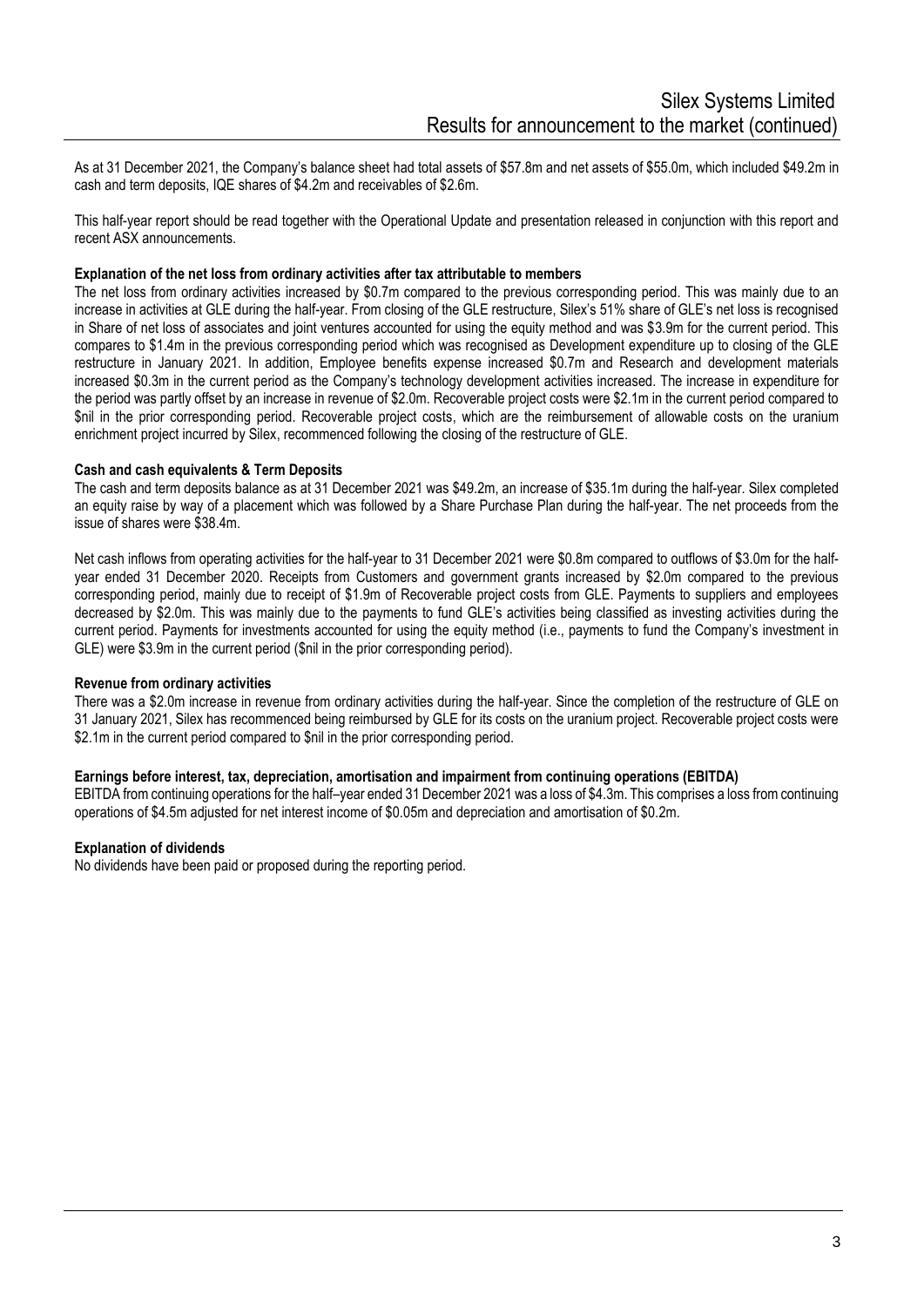As at 31 December 2021, the Company's balance sheet had total assets of $57.8m and net assets of $55.0m, which included $49.2m in cash and term deposits, IQE shares of $4.2m and receivables of $2.6m.

This half-year report should be read together with the Operational Update and presentation released in conjunction with this report and recent ASX announcements.

**Explanation of the net loss from ordinary activities after tax attributable to members**

The net loss from ordinary activities increased by $0.7m compared to the previous corresponding period. This was mainly due to an increase in activities at GLE during the half-year. From closing of the GLE restructure, Silex's 51% share of GLE's net loss is recognised in Share of net loss of associates and joint ventures accounted for using the equity method and was $3.9m for the current period. This compares to $1.4m in the previous corresponding period which was recognised as Development expenditure up to closing of the GLE restructure in January 2021. In addition, Employee benefits expense increased $0.7m and Research and development materials increased $0.3m in the current period as the Company's technology development activities increased. The increase in expenditure for the period was partly offset by an increase in revenue of $2.0m. Recoverable project costs were $2.1m in the current period compared to $nil in the prior corresponding period. Recoverable project costs, which are the reimbursement of allowable costs on the uranium enrichment project incurred by Silex, recommenced following the closing of the restructure of GLE.

**Cash and cash equivalents & Term Deposits**

The cash and term deposits balance as at 31 December 2021 was $49.2m, an increase of $35.1m during the half-year. Silex completed an equity raise by way of a placement which was followed by a Share Purchase Plan during the half-year. The net proceeds from the issue of shares were $38.4m.

Net cash inflows from operating activities for the half-year to 31 December 2021 were $0.8m compared to outflows of $3.0m for the half-year ended 31 December 2020. Receipts from Customers and government grants increased by $2.0m compared to the previous corresponding period, mainly due to receipt of $1.9m of Recoverable project costs from GLE. Payments to suppliers and employees decreased by $2.0m. This was mainly due to the payments to fund GLE's activities being classified as investing activities during the current period. Payments for investments accounted for using the equity method (i.e., payments to fund the Company's investment in GLE) were $3.9m in the current period ($nil in the prior corresponding period).

**Revenue from ordinary activities**

There was a $2.0m increase in revenue from ordinary activities during the half-year. Since the completion of the restructure of GLE on 31 January 2021, Silex has recommenced being reimbursed by GLE for its costs on the uranium project. Recoverable project costs were $2.1m in the current period compared to $nil in the prior corresponding period.

**Earnings before interest, tax, depreciation, amortisation and impairment from continuing operations (EBITDA)**

EBITDA from continuing operations for the half–year ended 31 December 2021 was a loss of $4.3m. This comprises a loss from continuing operations of $4.5m adjusted for net interest income of $0.05m and depreciation and amortisation of $0.2m.

**Explanation of dividends**

No dividends have been paid or proposed during the reporting period.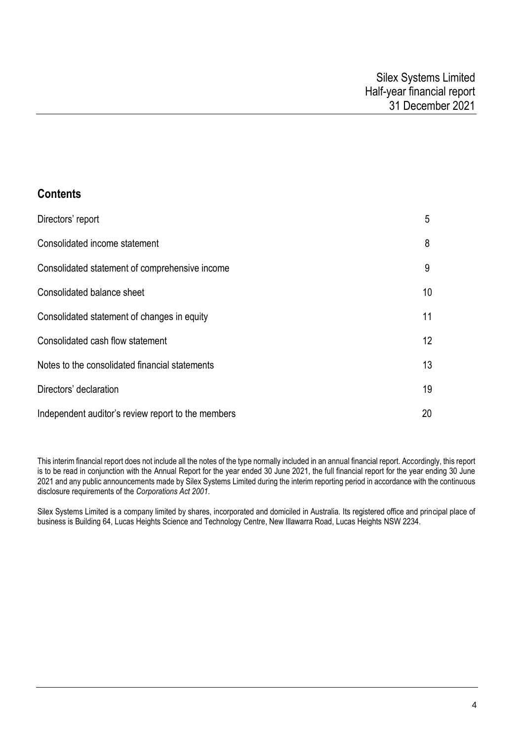Silex Systems Limited
Half-year financial report
31 December 2021

## Contents

| | |
|---|---|
| Directors' report | 5 |
| Consolidated income statement | 8 |
| Consolidated statement of comprehensive income | 9 |
| Consolidated balance sheet | 10 |
| Consolidated statement of changes in equity | 11 |
| Consolidated cash flow statement | 12 |
| Notes to the consolidated financial statements | 13 |
| Directors' declaration | 19 |
| Independent auditor's review report to the members | 20 |

This interim financial report does not include all the notes of the type normally included in an annual financial report. Accordingly, this report is to be read in conjunction with the Annual Report for the year ended 30 June 2021, the full financial report for the year ending 30 June 2021 and any public announcements made by Silex Systems Limited during the interim reporting period in accordance with the continuous disclosure requirements of the *Corporations Act 2001*.

Silex Systems Limited is a company limited by shares, incorporated and domiciled in Australia. Its registered office and principal place of business is Building 64, Lucas Heights Science and Technology Centre, New Illawarra Road, Lucas Heights NSW 2234.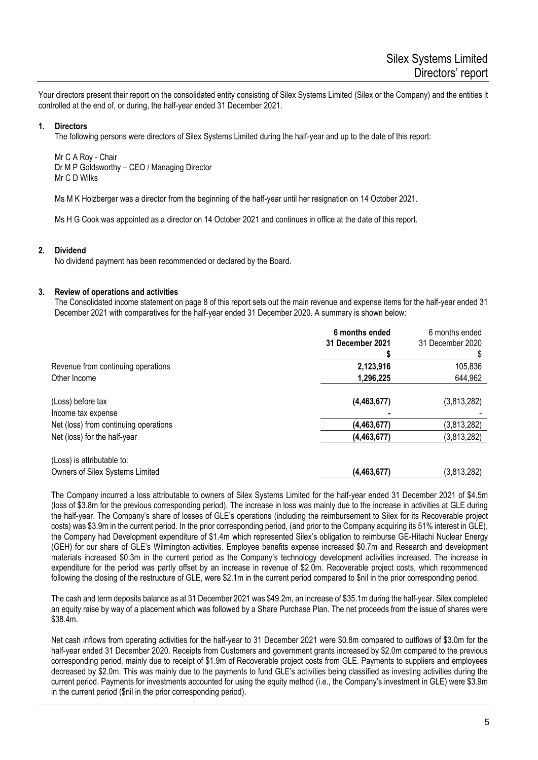Your directors present their report on the consolidated entity consisting of Silex Systems Limited (Silex or the Company) and the entities it controlled at the end of, or during, the half-year ended 31 December 2021.

## 1. Directors

The following persons were directors of Silex Systems Limited during the half-year and up to the date of this report:

Mr C A Roy - Chair
Dr M P Goldsworthy – CEO / Managing Director
Mr C D Wilks

Ms M K Holzberger was a director from the beginning of the half-year until her resignation on 14 October 2021.

Ms H G Cook was appointed as a director on 14 October 2021 and continues in office at the date of this report.

## 2. Dividend

No dividend payment has been recommended or declared by the Board.

## 3. Review of operations and activities

The Consolidated income statement on page 8 of this report sets out the main revenue and expense items for the half-year ended 31 December 2021 with comparatives for the half-year ended 31 December 2020. A summary is shown below:

| | **6 months ended 31 December 2021** | 6 months ended 31 December 2020 |
|---|---|---|
| | **$** | $ |
| Revenue from continuing operations | **2,123,916** | 105,836 |
| Other Income | **1,296,225** | 644,962 |
| (Loss) before tax | **(4,463,677)** | (3,813,282) |
| Income tax expense | **-** | - |
| Net (loss) from continuing operations | **(4,463,677)** | (3,813,282) |
| Net (loss) for the half-year | **(4,463,677)** | (3,813,282) |
| (Loss) is attributable to: | | |
| Owners of Silex Systems Limited | **(4,463,677)** | (3,813,282) |

The Company incurred a loss attributable to owners of Silex Systems Limited for the half-year ended 31 December 2021 of $4.5m (loss of $3.8m for the previous corresponding period). The increase in loss was mainly due to the increase in activities at GLE during the half-year. The Company's share of losses of GLE's operations (including the reimbursement to Silex for its Recoverable project costs) was $3.9m in the current period. In the prior corresponding period, (and prior to the Company acquiring its 51% interest in GLE), the Company had Development expenditure of $1.4m which represented Silex's obligation to reimburse GE-Hitachi Nuclear Energy (GEH) for our share of GLE's Wilmington activities. Employee benefits expense increased $0.7m and Research and development materials increased $0.3m in the current period as the Company's technology development activities increased. The increase in expenditure for the period was partly offset by an increase in revenue of $2.0m. Recoverable project costs, which recommenced following the closing of the restructure of GLE, were $2.1m in the current period compared to $nil in the prior corresponding period.

The cash and term deposits balance as at 31 December 2021 was $49.2m, an increase of $35.1m during the half-year. Silex completed an equity raise by way of a placement which was followed by a Share Purchase Plan. The net proceeds from the issue of shares were $38.4m.

Net cash inflows from operating activities for the half-year to 31 December 2021 were $0.8m compared to outflows of $3.0m for the half-year ended 31 December 2020. Receipts from Customers and government grants increased by $2.0m compared to the previous corresponding period, mainly due to receipt of $1.9m of Recoverable project costs from GLE. Payments to suppliers and employees decreased by $2.0m. This was mainly due to the payments to fund GLE's activities being classified as investing activities during the current period. Payments for investments accounted for using the equity method (i.e., the Company's investment in GLE) were $3.9m in the current period ($nil in the prior corresponding period).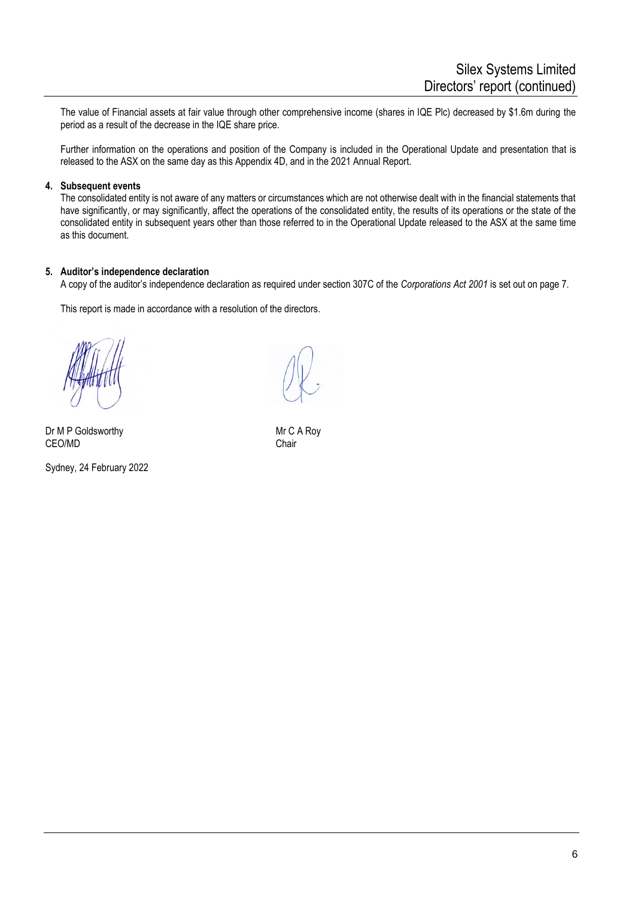The value of Financial assets at fair value through other comprehensive income (shares in IQE Plc) decreased by $1.6m during the period as a result of the decrease in the IQE share price.

Further information on the operations and position of the Company is included in the Operational Update and presentation that is released to the ASX on the same day as this Appendix 4D, and in the 2021 Annual Report.

**4. Subsequent events**

The consolidated entity is not aware of any matters or circumstances which are not otherwise dealt with in the financial statements that have significantly, or may significantly, affect the operations of the consolidated entity, the results of its operations or the state of the consolidated entity in subsequent years other than those referred to in the Operational Update released to the ASX at the same time as this document.

**5. Auditor's independence declaration**

A copy of the auditor's independence declaration as required under section 307C of the *Corporations Act 2001* is set out on page 7.

This report is made in accordance with a resolution of the directors.

Dr M P Goldsworthy
CEO/MD

Mr C A Roy
Chair

Sydney, 24 February 2022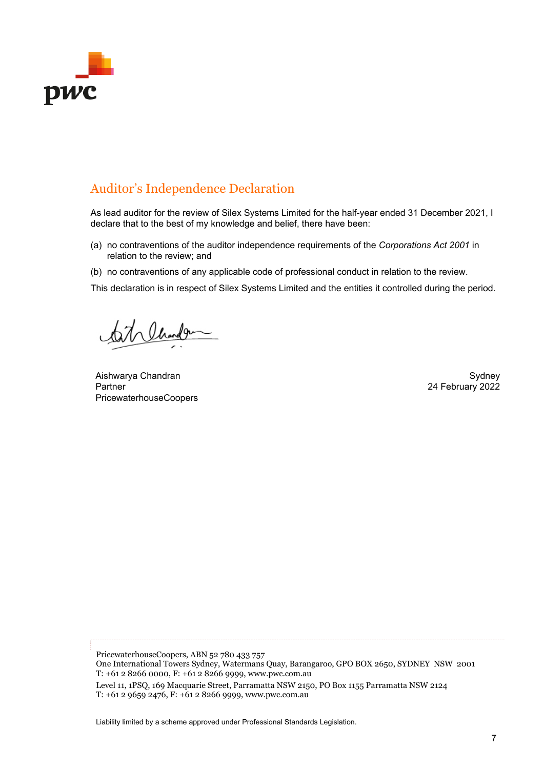# Auditor's Independence Declaration

As lead auditor for the review of Silex Systems Limited for the half-year ended 31 December 2021, I declare that to the best of my knowledge and belief, there have been:

(a) no contraventions of the auditor independence requirements of the *Corporations Act 2001* in relation to the review; and

(b) no contraventions of any applicable code of professional conduct in relation to the review.

This declaration is in respect of Silex Systems Limited and the entities it controlled during the period.

Aishwarya Chandran
Partner
PricewaterhouseCoopers

Sydney
24 February 2022

PricewaterhouseCoopers, ABN 52 780 433 757
One International Towers Sydney, Watermans Quay, Barangaroo, GPO BOX 2650, SYDNEY NSW 2001
T: +61 2 8266 0000, F: +61 2 8266 9999, www.pwc.com.au

Level 11, 1PSQ, 169 Macquarie Street, Parramatta NSW 2150, PO Box 1155 Parramatta NSW 2124
T: +61 2 9659 2476, F: +61 2 8266 9999, www.pwc.com.au

Liability limited by a scheme approved under Professional Standards Legislation.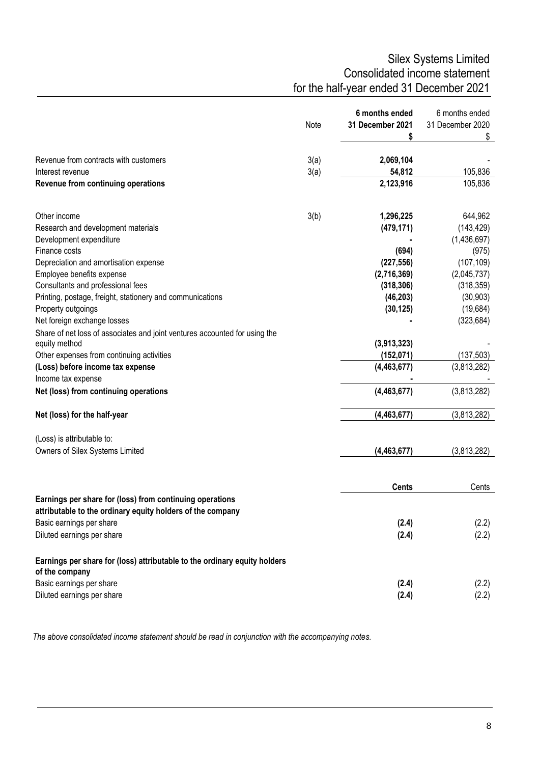# Silex Systems Limited
## Consolidated income statement
## for the half-year ended 31 December 2021

| | Note | **6 months ended 31 December 2021 $** | 6 months ended 31 December 2020 $ |
|---|---|---|---|
| Revenue from contracts with customers | 3(a) | **2,069,104** | - |
| Interest revenue | 3(a) | **54,812** | 105,836 |
| **Revenue from continuing operations** | | **2,123,916** | 105,836 |
| | | | |
| Other income | 3(b) | **1,296,225** | 644,962 |
| Research and development materials | | **(479,171)** | (143,429) |
| Development expenditure | | **-** | (1,436,697) |
| Finance costs | | **(694)** | (975) |
| Depreciation and amortisation expense | | **(227,556)** | (107,109) |
| Employee benefits expense | | **(2,716,369)** | (2,045,737) |
| Consultants and professional fees | | **(318,306)** | (318,359) |
| Printing, postage, freight, stationery and communications | | **(46,203)** | (30,903) |
| Property outgoings | | **(30,125)** | (19,684) |
| Net foreign exchange losses | | **-** | (323,684) |
| Share of net loss of associates and joint ventures accounted for using the equity method | | **(3,913,323)** | - |
| Other expenses from continuing activities | | **(152,071)** | (137,503) |
| **(Loss) before income tax expense** | | **(4,463,677)** | (3,813,282) |
| Income tax expense | | **-** | - |
| **Net (loss) from continuing operations** | | **(4,463,677)** | (3,813,282) |
| | | | |
| **Net (loss) for the half-year** | | **(4,463,677)** | (3,813,282) |
| | | | |
| (Loss) is attributable to: | | | |
| Owners of Silex Systems Limited | | **(4,463,677)** | (3,813,282) |
| | | | |
| | | **Cents** | Cents |
| **Earnings per share for (loss) from continuing operations attributable to the ordinary equity holders of the company** | | | |
| Basic earnings per share | | **(2.4)** | (2.2) |
| Diluted earnings per share | | **(2.4)** | (2.2) |
| | | | |
| **Earnings per share for (loss) attributable to the ordinary equity holders of the company** | | | |
| Basic earnings per share | | **(2.4)** | (2.2) |
| Diluted earnings per share | | **(2.4)** | (2.2) |

*The above consolidated income statement should be read in conjunction with the accompanying notes.*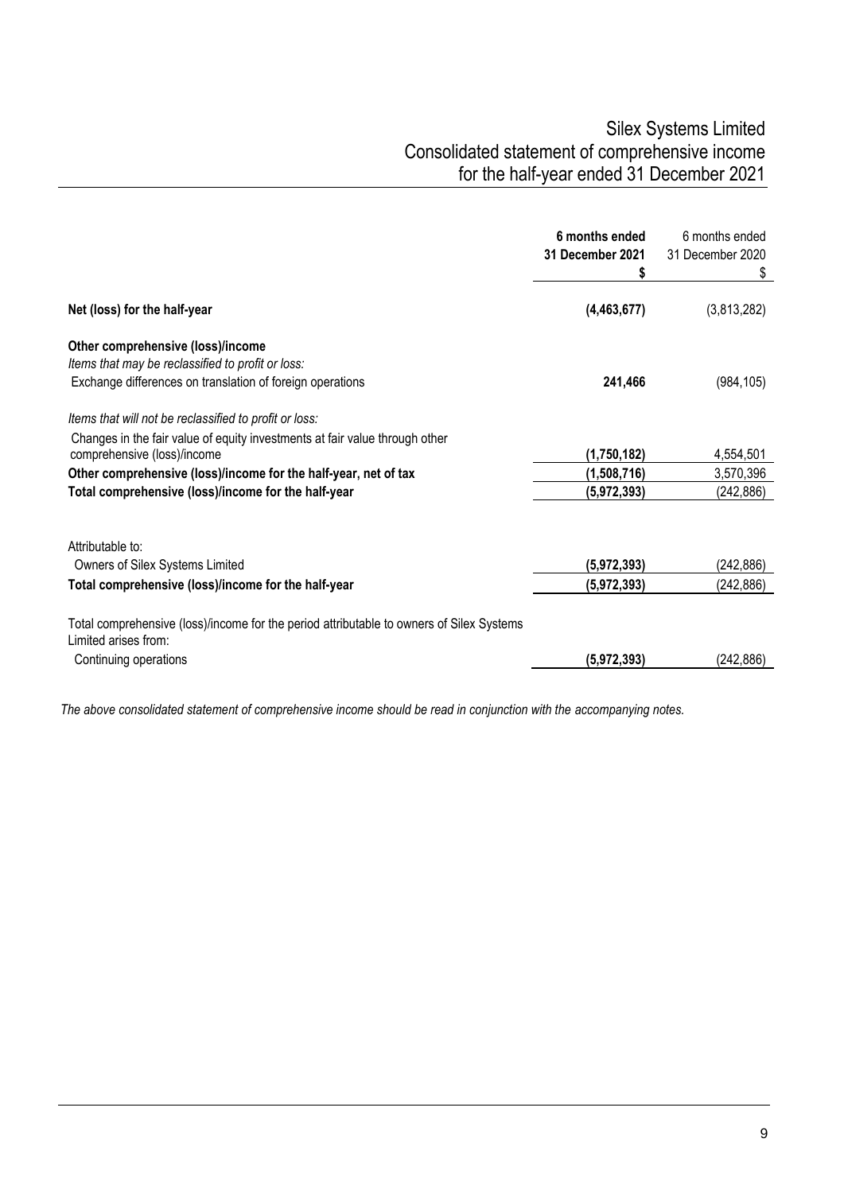# Silex Systems Limited
## Consolidated statement of comprehensive income
## for the half-year ended 31 December 2021

| | **6 months ended 31 December 2021** | 6 months ended 31 December 2020 |
|---|---|---|
| | **$** | $ |
| **Net (loss) for the half-year** | **(4,463,677)** | (3,813,282) |
| **Other comprehensive (loss)/income** | | |
| *Items that may be reclassified to profit or loss:* | | |
| Exchange differences on translation of foreign operations | **241,466** | (984,105) |
| *Items that will not be reclassified to profit or loss:* | | |
| Changes in the fair value of equity investments at fair value through other comprehensive (loss)/income | **(1,750,182)** | 4,554,501 |
| **Other comprehensive (loss)/income for the half-year, net of tax** | **(1,508,716)** | 3,570,396 |
| **Total comprehensive (loss)/income for the half-year** | **(5,972,393)** | (242,886) |
| Attributable to: | | |
| Owners of Silex Systems Limited | **(5,972,393)** | (242,886) |
| **Total comprehensive (loss)/income for the half-year** | **(5,972,393)** | (242,886) |
| Total comprehensive (loss)/income for the period attributable to owners of Silex Systems Limited arises from: | | |
| Continuing operations | **(5,972,393)** | (242,886) |

*The above consolidated statement of comprehensive income should be read in conjunction with the accompanying notes.*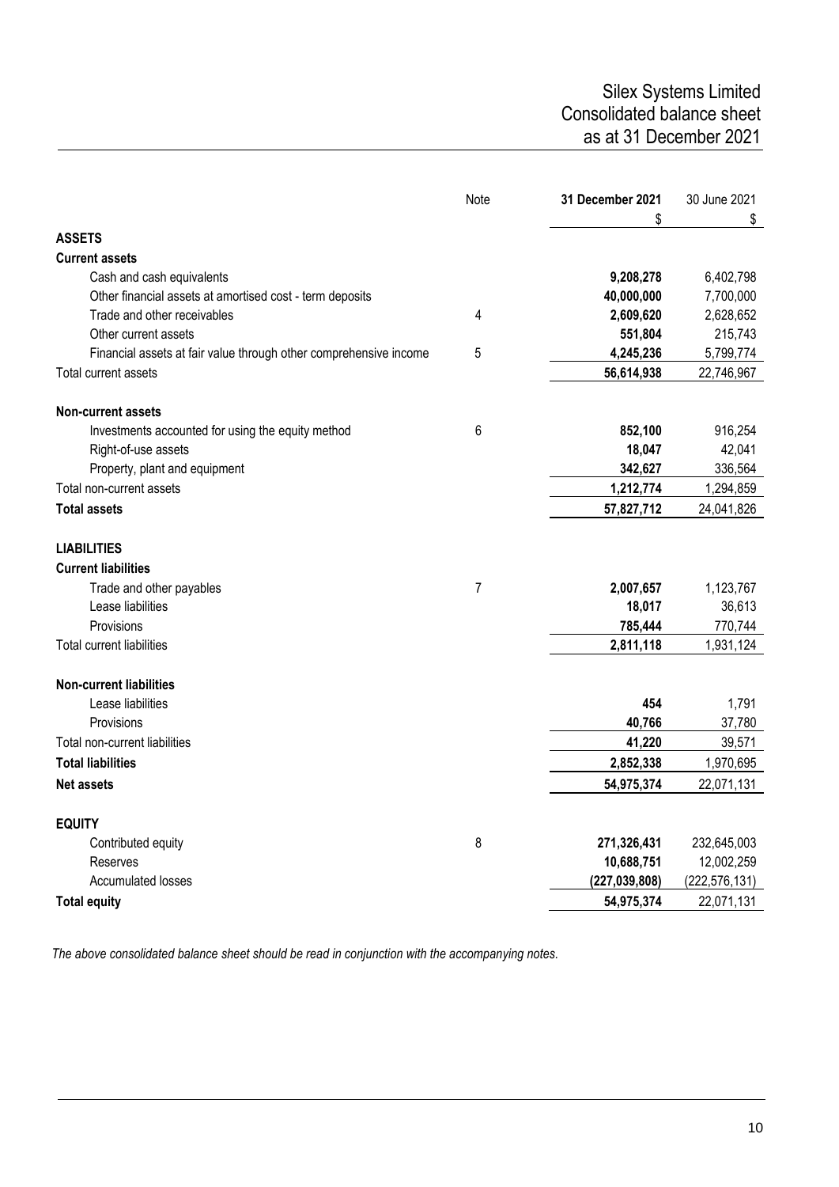# Silex Systems Limited
## Consolidated balance sheet
## as at 31 December 2021

| | Note | 31 December 2021<br>$ | 30 June 2021<br>$ |
|---|---|---|---|
| **ASSETS** | | | |
| **Current assets** | | | |
| Cash and cash equivalents | | **9,208,278** | 6,402,798 |
| Other financial assets at amortised cost - term deposits | | **40,000,000** | 7,700,000 |
| Trade and other receivables | 4 | **2,609,620** | 2,628,652 |
| Other current assets | | **551,804** | 215,743 |
| Financial assets at fair value through other comprehensive income | 5 | **4,245,236** | 5,799,774 |
| Total current assets | | **56,614,938** | 22,746,967 |
| **Non-current assets** | | | |
| Investments accounted for using the equity method | 6 | **852,100** | 916,254 |
| Right-of-use assets | | **18,047** | 42,041 |
| Property, plant and equipment | | **342,627** | 336,564 |
| Total non-current assets | | **1,212,774** | 1,294,859 |
| **Total assets** | | **57,827,712** | 24,041,826 |
| **LIABILITIES** | | | |
| **Current liabilities** | | | |
| Trade and other payables | 7 | **2,007,657** | 1,123,767 |
| Lease liabilities | | **18,017** | 36,613 |
| Provisions | | **785,444** | 770,744 |
| Total current liabilities | | **2,811,118** | 1,931,124 |
| **Non-current liabilities** | | | |
| Lease liabilities | | **454** | 1,791 |
| Provisions | | **40,766** | 37,780 |
| Total non-current liabilities | | **41,220** | 39,571 |
| **Total liabilities** | | **2,852,338** | 1,970,695 |
| **Net assets** | | **54,975,374** | 22,071,131 |
| **EQUITY** | | | |
| Contributed equity | 8 | **271,326,431** | 232,645,003 |
| Reserves | | **10,688,751** | 12,002,259 |
| Accumulated losses | | **(227,039,808)** | (222,576,131) |
| **Total equity** | | **54,975,374** | 22,071,131 |

*The above consolidated balance sheet should be read in conjunction with the accompanying notes.*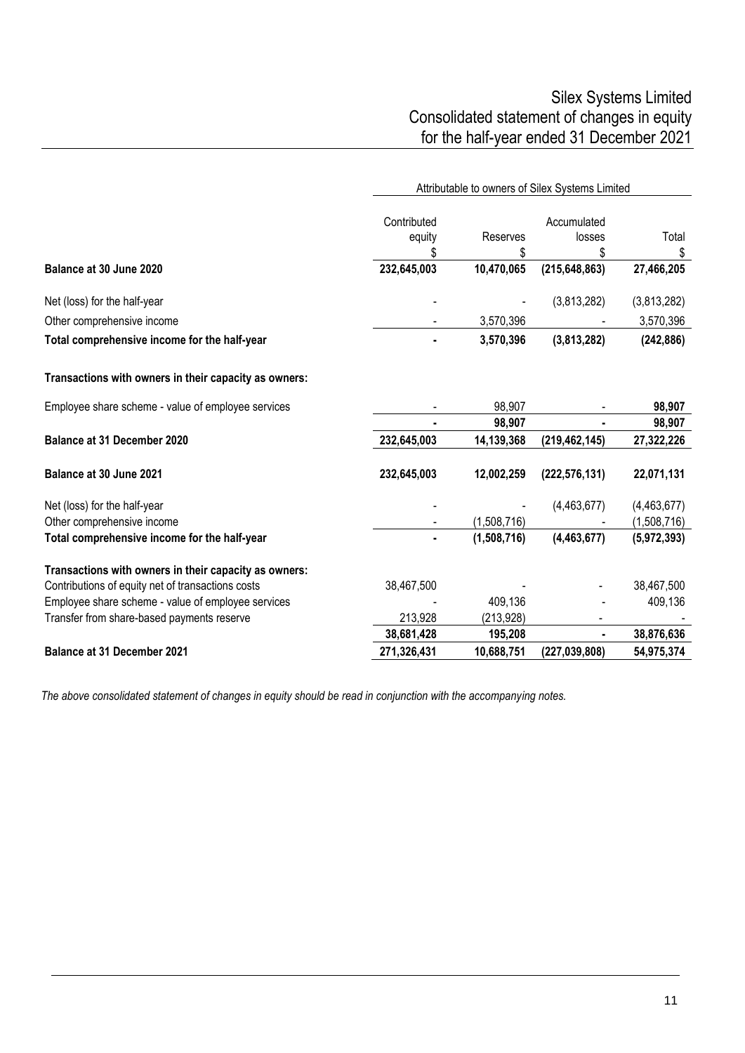# Silex Systems Limited
## Consolidated statement of changes in equity
## for the half-year ended 31 December 2021

| | Attributable to owners of Silex Systems Limited | | | |
|---|---|---|---|---|
| | Contributed equity<br>$ | Reserves<br>$ | Accumulated losses<br>$ | Total<br>$ |
| **Balance at 30 June 2020** | **232,645,003** | **10,470,065** | **(215,648,863)** | **27,466,205** |
| Net (loss) for the half-year | - | - | (3,813,282) | (3,813,282) |
| Other comprehensive income | - | 3,570,396 | - | 3,570,396 |
| **Total comprehensive income for the half-year** | **-** | **3,570,396** | **(3,813,282)** | **(242,886)** |
| **Transactions with owners in their capacity as owners:** | | | | |
| Employee share scheme - value of employee services | - | 98,907 | - | **98,907** |
| | **-** | **98,907** | **-** | **98,907** |
| **Balance at 31 December 2020** | **232,645,003** | **14,139,368** | **(219,462,145)** | **27,322,226** |
| **Balance at 30 June 2021** | **232,645,003** | **12,002,259** | **(222,576,131)** | **22,071,131** |
| Net (loss) for the half-year | - | - | (4,463,677) | (4,463,677) |
| Other comprehensive income | - | (1,508,716) | - | (1,508,716) |
| **Total comprehensive income for the half-year** | **-** | **(1,508,716)** | **(4,463,677)** | **(5,972,393)** |
| **Transactions with owners in their capacity as owners:** | | | | |
| Contributions of equity net of transactions costs | 38,467,500 | - | - | 38,467,500 |
| Employee share scheme - value of employee services | - | 409,136 | - | 409,136 |
| Transfer from share-based payments reserve | 213,928 | (213,928) | - | - |
| | **38,681,428** | **195,208** | **-** | **38,876,636** |
| **Balance at 31 December 2021** | **271,326,431** | **10,688,751** | **(227,039,808)** | **54,975,374** |

*The above consolidated statement of changes in equity should be read in conjunction with the accompanying notes.*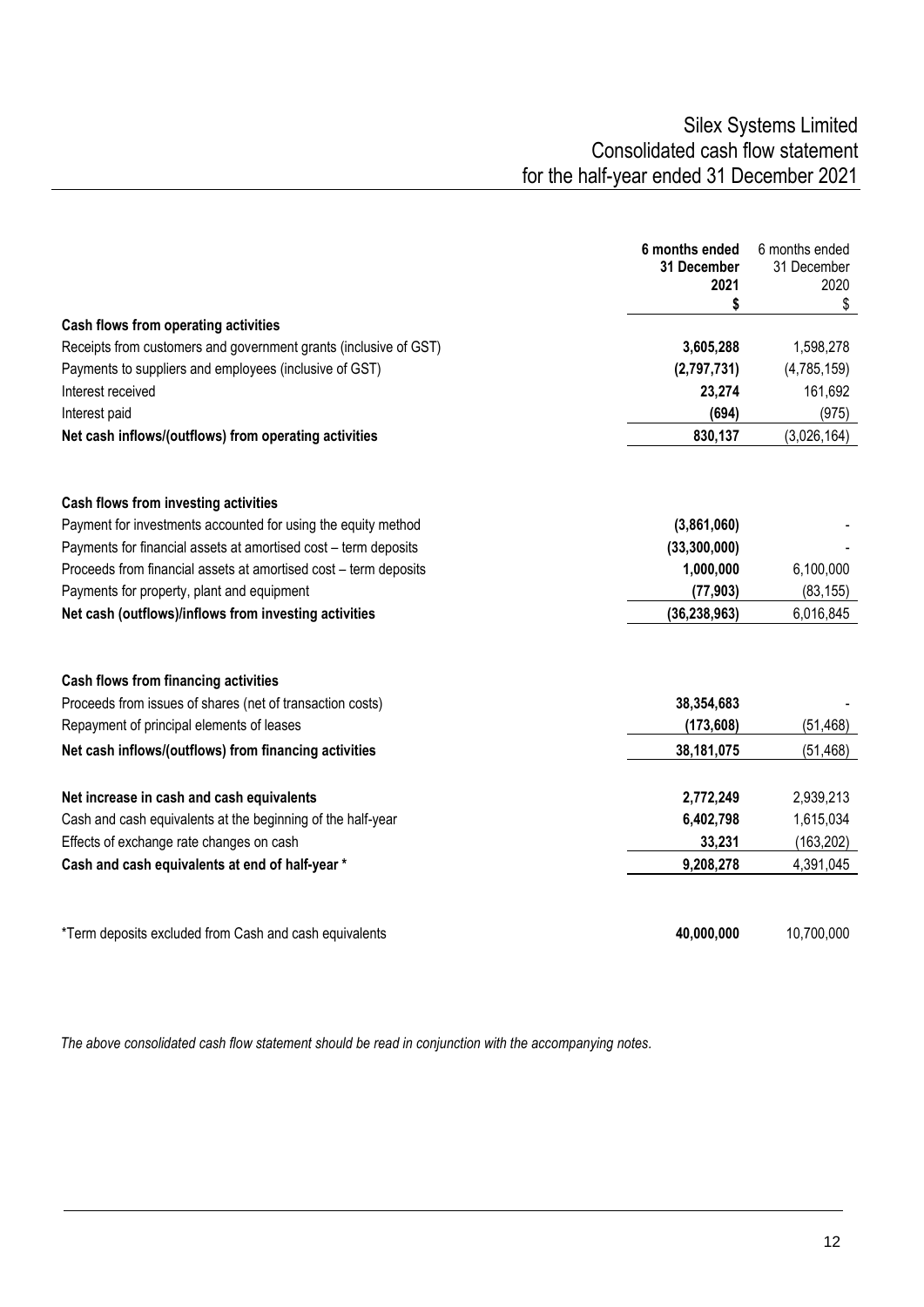# Silex Systems Limited
## Consolidated cash flow statement
### for the half-year ended 31 December 2021

| | 6 months ended 31 December 2021 $ | 6 months ended 31 December 2020 $ |
|---|---|---|
| **Cash flows from operating activities** | | |
| Receipts from customers and government grants (inclusive of GST) | **3,605,288** | 1,598,278 |
| Payments to suppliers and employees (inclusive of GST) | **(2,797,731)** | (4,785,159) |
| Interest received | **23,274** | 161,692 |
| Interest paid | **(694)** | (975) |
| **Net cash inflows/(outflows) from operating activities** | **830,137** | (3,026,164) |
| | | |
| **Cash flows from investing activities** | | |
| Payment for investments accounted for using the equity method | **(3,861,060)** | - |
| Payments for financial assets at amortised cost – term deposits | **(33,300,000)** | - |
| Proceeds from financial assets at amortised cost – term deposits | **1,000,000** | 6,100,000 |
| Payments for property, plant and equipment | **(77,903)** | (83,155) |
| **Net cash (outflows)/inflows from investing activities** | **(36,238,963)** | 6,016,845 |
| | | |
| **Cash flows from financing activities** | | |
| Proceeds from issues of shares (net of transaction costs) | **38,354,683** | - |
| Repayment of principal elements of leases | **(173,608)** | (51,468) |
| **Net cash inflows/(outflows) from financing activities** | **38,181,075** | (51,468) |
| | | |
| **Net increase in cash and cash equivalents** | **2,772,249** | 2,939,213 |
| Cash and cash equivalents at the beginning of the half-year | **6,402,798** | 1,615,034 |
| Effects of exchange rate changes on cash | **33,231** | (163,202) |
| **Cash and cash equivalents at end of half-year \*** | **9,208,278** | 4,391,045 |
| | | |
| \*Term deposits excluded from Cash and cash equivalents | **40,000,000** | 10,700,000 |

*The above consolidated cash flow statement should be read in conjunction with the accompanying notes.*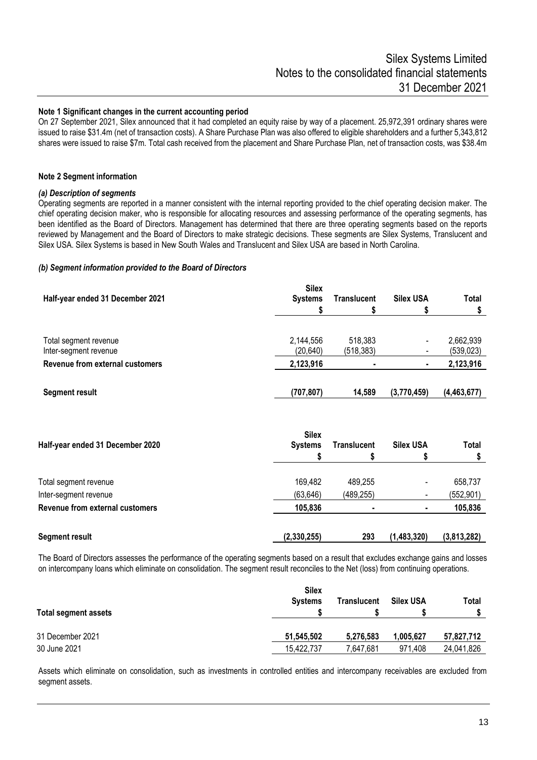**Note 1 Significant changes in the current accounting period**

On 27 September 2021, Silex announced that it had completed an equity raise by way of a placement. 25,972,391 ordinary shares were issued to raise $31.4m (net of transaction costs). A Share Purchase Plan was also offered to eligible shareholders and a further 5,343,812 shares were issued to raise $7m. Total cash received from the placement and Share Purchase Plan, net of transaction costs, was $38.4m

**Note 2 Segment information**

***(a) Description of segments***

Operating segments are reported in a manner consistent with the internal reporting provided to the chief operating decision maker. The chief operating decision maker, who is responsible for allocating resources and assessing performance of the operating segments, has been identified as the Board of Directors. Management has determined that there are three operating segments based on the reports reviewed by Management and the Board of Directors to make strategic decisions. These segments are Silex Systems, Translucent and Silex USA. Silex Systems is based in New South Wales and Translucent and Silex USA are based in North Carolina.

***(b) Segment information provided to the Board of Directors***

| Half-year ended 31 December 2021 | Silex Systems $ | Translucent $ | Silex USA $ | Total $ |
|---|---|---|---|---|
| Total segment revenue | 2,144,556 | 518,383 | - | 2,662,939 |
| Inter-segment revenue | (20,640) | (518,383) | - | (539,023) |
| **Revenue from external customers** | **2,123,916** | **-** | **-** | **2,123,916** |
| **Segment result** | **(707,807)** | **14,589** | **(3,770,459)** | **(4,463,677)** |

| Half-year ended 31 December 2020 | Silex Systems $ | Translucent $ | Silex USA $ | Total $ |
|---|---|---|---|---|
| Total segment revenue | 169,482 | 489,255 | - | 658,737 |
| Inter-segment revenue | (63,646) | (489,255) | - | (552,901) |
| **Revenue from external customers** | **105,836** | **-** | **-** | **105,836** |
| **Segment result** | **(2,330,255)** | **293** | **(1,483,320)** | **(3,813,282)** |

The Board of Directors assesses the performance of the operating segments based on a result that excludes exchange gains and losses on intercompany loans which eliminate on consolidation. The segment result reconciles to the Net (loss) from continuing operations.

| Total segment assets | Silex Systems $ | Translucent $ | Silex USA $ | Total $ |
|---|---|---|---|---|
| 31 December 2021 | **51,545,502** | **5,276,583** | **1,005,627** | **57,827,712** |
| 30 June 2021 | 15,422,737 | 7,647,681 | 971,408 | 24,041,826 |

Assets which eliminate on consolidation, such as investments in controlled entities and intercompany receivables are excluded from segment assets.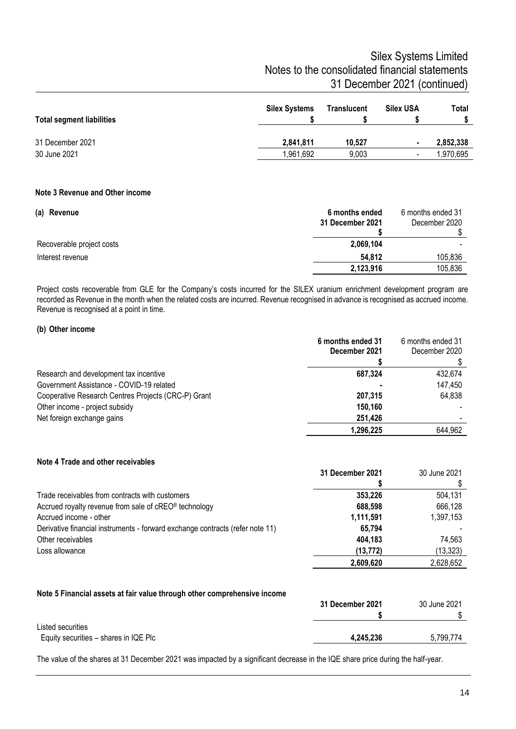| Total segment liabilities | Silex Systems $ | Translucent $ | Silex USA $ | Total $ |
|---|---|---|---|---|
| 31 December 2021 | **2,841,811** | **10,527** | **-** | **2,852,338** |
| 30 June 2021 | 1,961,692 | 9,003 | - | 1,970,695 |

### Note 3 Revenue and Other income

**(a) Revenue**

| | 6 months ended 31 December 2021 $ | 6 months ended 31 December 2020 $ |
|---|---|---|
| Recoverable project costs | **2,069,104** | - |
| Interest revenue | **54,812** | 105,836 |
| | **2,123,916** | 105,836 |

Project costs recoverable from GLE for the Company's costs incurred for the SILEX uranium enrichment development program are recorded as Revenue in the month when the related costs are incurred. Revenue recognised in advance is recognised as accrued income. Revenue is recognised at a point in time.

**(b) Other income**

| | 6 months ended 31 December 2021 $ | 6 months ended 31 December 2020 $ |
|---|---|---|
| Research and development tax incentive | **687,324** | 432,674 |
| Government Assistance - COVID-19 related | **-** | 147,450 |
| Cooperative Research Centres Projects (CRC-P) Grant | **207,315** | 64,838 |
| Other income - project subsidy | **150,160** | - |
| Net foreign exchange gains | **251,426** | - |
| | **1,296,225** | 644,962 |

### Note 4 Trade and other receivables

| | 31 December 2021 $ | 30 June 2021 $ |
|---|---|---|
| Trade receivables from contracts with customers | **353,226** | 504,131 |
| Accrued royalty revenue from sale of cREO® technology | **688,598** | 666,128 |
| Accrued income - other | **1,111,591** | 1,397,153 |
| Derivative financial instruments - forward exchange contracts (refer note 11) | **65,794** | - |
| Other receivables | **404,183** | 74,563 |
| Loss allowance | **(13,772)** | (13,323) |
| | **2,609,620** | 2,628,652 |

### Note 5 Financial assets at fair value through other comprehensive income

| | 31 December 2021 $ | 30 June 2021 $ |
|---|---|---|
| Listed securities | | |
| Equity securities – shares in IQE Plc | **4,245,236** | 5,799,774 |

The value of the shares at 31 December 2021 was impacted by a significant decrease in the IQE share price during the half-year.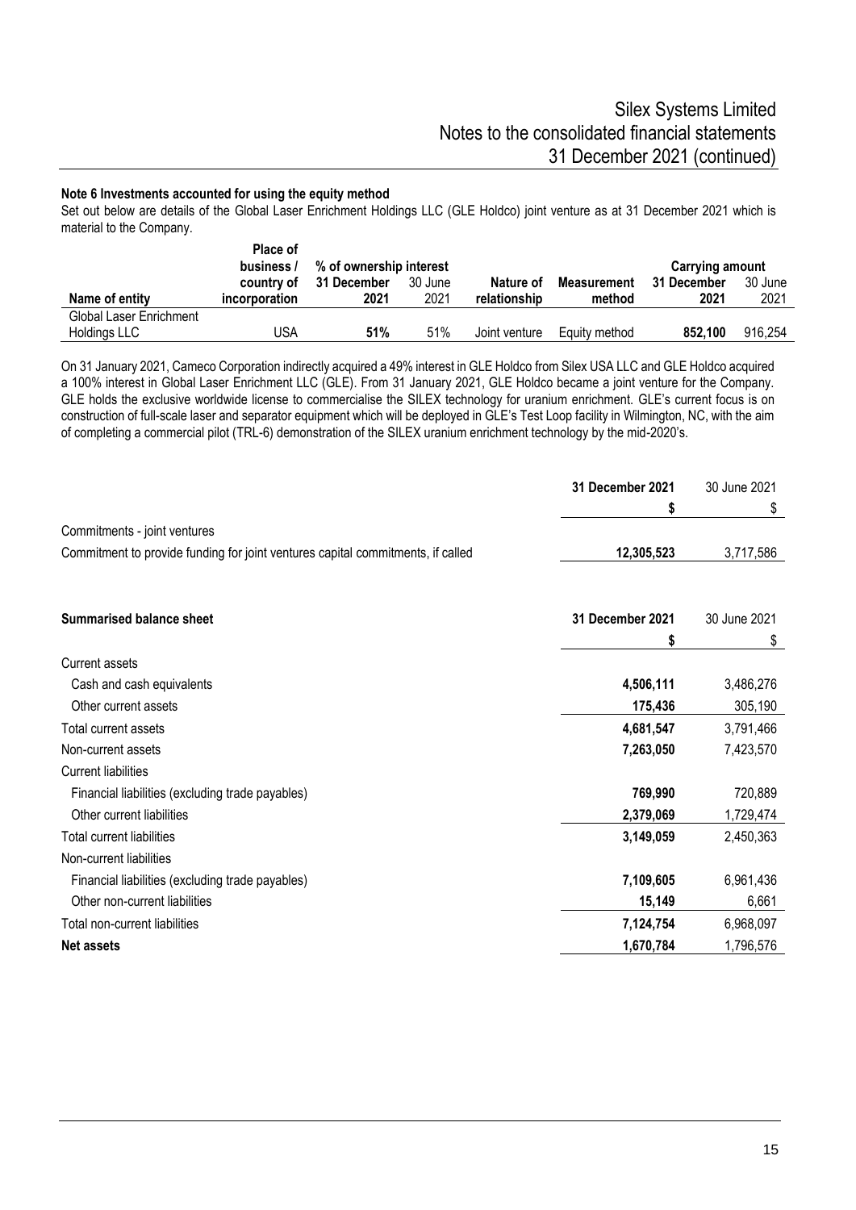**Note 6 Investments accounted for using the equity method**

Set out below are details of the Global Laser Enrichment Holdings LLC (GLE Holdco) joint venture as at 31 December 2021 which is material to the Company.

| Name of entity | Place of business / country of incorporation | % of ownership interest 31 December 2021 | % of ownership interest 30 June 2021 | Nature of relationship | Measurement method | Carrying amount 31 December 2021 | Carrying amount 30 June 2021 |
|---|---|---|---|---|---|---|---|
| Global Laser Enrichment Holdings LLC | USA | **51%** | 51% | Joint venture | Equity method | **852,100** | 916,254 |

On 31 January 2021, Cameco Corporation indirectly acquired a 49% interest in GLE Holdco from Silex USA LLC and GLE Holdco acquired a 100% interest in Global Laser Enrichment LLC (GLE). From 31 January 2021, GLE Holdco became a joint venture for the Company. GLE holds the exclusive worldwide license to commercialise the SILEX technology for uranium enrichment. GLE's current focus is on construction of full-scale laser and separator equipment which will be deployed in GLE's Test Loop facility in Wilmington, NC, with the aim of completing a commercial pilot (TRL-6) demonstration of the SILEX uranium enrichment technology by the mid-2020's.

| | 31 December 2021 | 30 June 2021 |
|---|---|---|
| | $ | $ |
| Commitments - joint ventures | | |
| Commitment to provide funding for joint ventures capital commitments, if called | **12,305,523** | 3,717,586 |

| **Summarised balance sheet** | 31 December 2021 | 30 June 2021 |
|---|---|---|
| | $ | $ |
| Current assets | | |
| Cash and cash equivalents | **4,506,111** | 3,486,276 |
| Other current assets | **175,436** | 305,190 |
| Total current assets | **4,681,547** | 3,791,466 |
| Non-current assets | **7,263,050** | 7,423,570 |
| Current liabilities | | |
| Financial liabilities (excluding trade payables) | **769,990** | 720,889 |
| Other current liabilities | **2,379,069** | 1,729,474 |
| Total current liabilities | **3,149,059** | 2,450,363 |
| Non-current liabilities | | |
| Financial liabilities (excluding trade payables) | **7,109,605** | 6,961,436 |
| Other non-current liabilities | **15,149** | 6,661 |
| Total non-current liabilities | **7,124,754** | 6,968,097 |
| **Net assets** | **1,670,784** | 1,796,576 |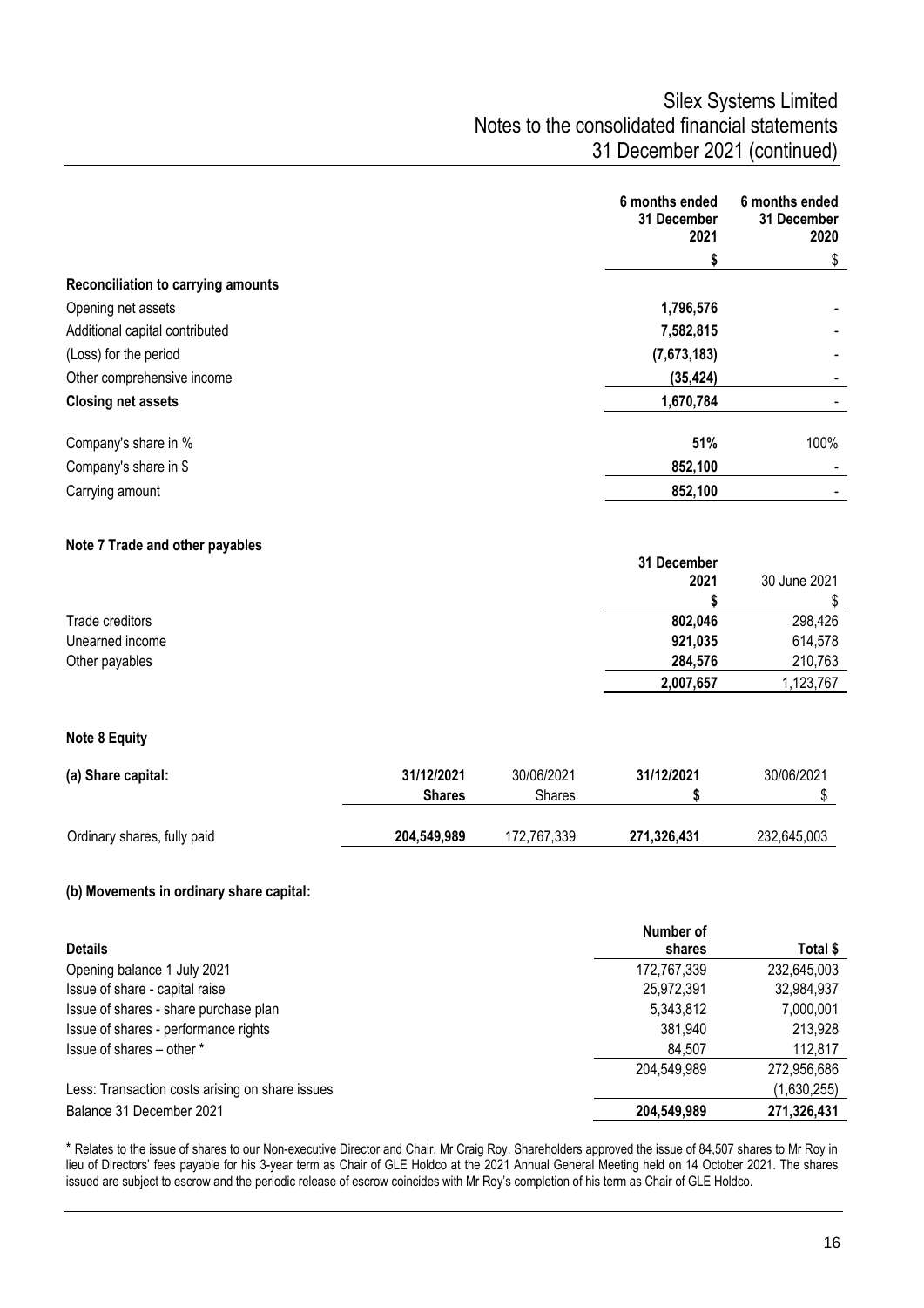| | 6 months ended 31 December 2021 | 6 months ended 31 December 2020 |
|---|---|---|
| | **$** | $ |
| **Reconciliation to carrying amounts** | | |
| Opening net assets | **1,796,576** | - |
| Additional capital contributed | **7,582,815** | - |
| (Loss) for the period | **(7,673,183)** | - |
| Other comprehensive income | **(35,424)** | - |
| **Closing net assets** | **1,670,784** | - |
| Company's share in % | **51%** | 100% |
| Company's share in $ | **852,100** | - |
| Carrying amount | **852,100** | - |

### Note 7 Trade and other payables

| | 31 December 2021 | 30 June 2021 |
|---|---|---|
| | **$** | $ |
| Trade creditors | **802,046** | 298,426 |
| Unearned income | **921,035** | 614,578 |
| Other payables | **284,576** | 210,763 |
| | **2,007,657** | 1,123,767 |

### Note 8 Equity

**(a) Share capital:**

| | 31/12/2021 Shares | 30/06/2021 Shares | 31/12/2021 $ | 30/06/2021 $ |
|---|---|---|---|---|
| Ordinary shares, fully paid | **204,549,989** | 172,767,339 | **271,326,431** | 232,645,003 |

**(b) Movements in ordinary share capital:**

| **Details** | Number of shares | Total $ |
|---|---|---|
| Opening balance 1 July 2021 | 172,767,339 | 232,645,003 |
| Issue of share - capital raise | 25,972,391 | 32,984,937 |
| Issue of shares - share purchase plan | 5,343,812 | 7,000,001 |
| Issue of shares - performance rights | 381,940 | 213,928 |
| Issue of shares – other * | 84,507 | 112,817 |
| | 204,549,989 | 272,956,686 |
| Less: Transaction costs arising on share issues | | (1,630,255) |
| Balance 31 December 2021 | **204,549,989** | **271,326,431** |

\* Relates to the issue of shares to our Non-executive Director and Chair, Mr Craig Roy. Shareholders approved the issue of 84,507 shares to Mr Roy in lieu of Directors' fees payable for his 3-year term as Chair of GLE Holdco at the 2021 Annual General Meeting held on 14 October 2021. The shares issued are subject to escrow and the periodic release of escrow coincides with Mr Roy's completion of his term as Chair of GLE Holdco.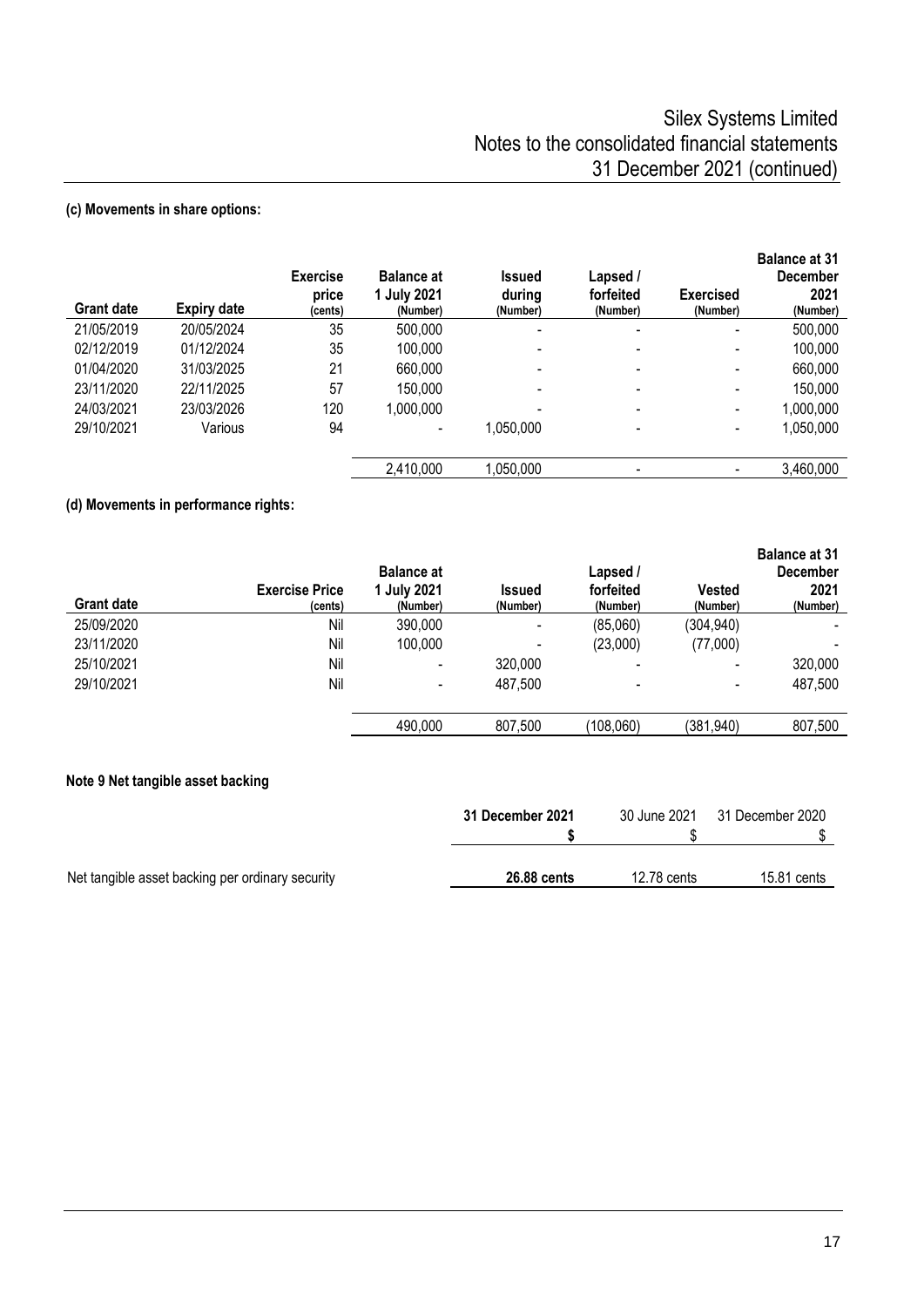**(c) Movements in share options:**

| Grant date | Expiry date | Exercise price (cents) | Balance at 1 July 2021 (Number) | Issued during (Number) | Lapsed / forfeited (Number) | Exercised (Number) | Balance at 31 December 2021 (Number) |
|---|---|---|---|---|---|---|---|
| 21/05/2019 | 20/05/2024 | 35 | 500,000 | - | - | - | 500,000 |
| 02/12/2019 | 01/12/2024 | 35 | 100,000 | - | - | - | 100,000 |
| 01/04/2020 | 31/03/2025 | 21 | 660,000 | - | - | - | 660,000 |
| 23/11/2020 | 22/11/2025 | 57 | 150,000 | - | - | - | 150,000 |
| 24/03/2021 | 23/03/2026 | 120 | 1,000,000 | - | - | - | 1,000,000 |
| 29/10/2021 | Various | 94 | - | 1,050,000 | - | - | 1,050,000 |
| | | | 2,410,000 | 1,050,000 | - | - | 3,460,000 |

**(d) Movements in performance rights:**

| Grant date | Exercise Price (cents) | Balance at 1 July 2021 (Number) | Issued (Number) | Lapsed / forfeited (Number) | Vested (Number) | Balance at 31 December 2021 (Number) |
|---|---|---|---|---|---|---|
| 25/09/2020 | Nil | 390,000 | - | (85,060) | (304,940) | - |
| 23/11/2020 | Nil | 100,000 | - | (23,000) | (77,000) | - |
| 25/10/2021 | Nil | - | 320,000 | - | - | 320,000 |
| 29/10/2021 | Nil | - | 487,500 | - | - | 487,500 |
| | | 490,000 | 807,500 | (108,060) | (381,940) | 807,500 |

**Note 9 Net tangible asset backing**

| | 31 December 2021 $ | 30 June 2021 $ | 31 December 2020 $ |
|---|---|---|---|
| Net tangible asset backing per ordinary security | **26.88 cents** | 12.78 cents | 15.81 cents |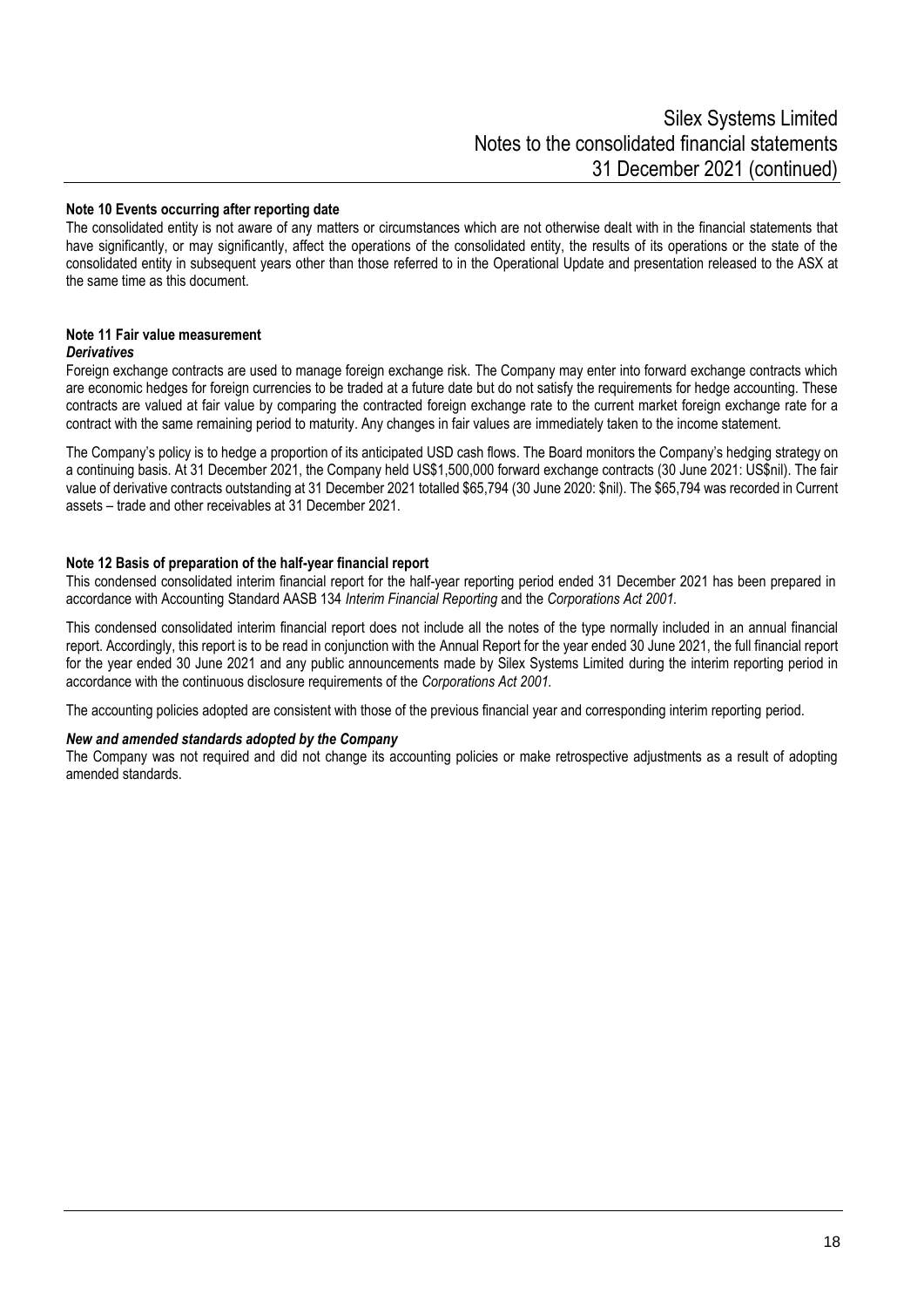**Note 10 Events occurring after reporting date**

The consolidated entity is not aware of any matters or circumstances which are not otherwise dealt with in the financial statements that have significantly, or may significantly, affect the operations of the consolidated entity, the results of its operations or the state of the consolidated entity in subsequent years other than those referred to in the Operational Update and presentation released to the ASX at the same time as this document.

**Note 11 Fair value measurement**

***Derivatives***

Foreign exchange contracts are used to manage foreign exchange risk. The Company may enter into forward exchange contracts which are economic hedges for foreign currencies to be traded at a future date but do not satisfy the requirements for hedge accounting. These contracts are valued at fair value by comparing the contracted foreign exchange rate to the current market foreign exchange rate for a contract with the same remaining period to maturity. Any changes in fair values are immediately taken to the income statement.

The Company's policy is to hedge a proportion of its anticipated USD cash flows. The Board monitors the Company's hedging strategy on a continuing basis. At 31 December 2021, the Company held US$1,500,000 forward exchange contracts (30 June 2021: US$nil). The fair value of derivative contracts outstanding at 31 December 2021 totalled $65,794 (30 June 2020: $nil). The $65,794 was recorded in Current assets – trade and other receivables at 31 December 2021.

**Note 12 Basis of preparation of the half-year financial report**

This condensed consolidated interim financial report for the half-year reporting period ended 31 December 2021 has been prepared in accordance with Accounting Standard AASB 134 *Interim Financial Reporting* and the *Corporations Act 2001.*

This condensed consolidated interim financial report does not include all the notes of the type normally included in an annual financial report. Accordingly, this report is to be read in conjunction with the Annual Report for the year ended 30 June 2021, the full financial report for the year ended 30 June 2021 and any public announcements made by Silex Systems Limited during the interim reporting period in accordance with the continuous disclosure requirements of the *Corporations Act 2001.*

The accounting policies adopted are consistent with those of the previous financial year and corresponding interim reporting period.

***New and amended standards adopted by the Company***

The Company was not required and did not change its accounting policies or make retrospective adjustments as a result of adopting amended standards.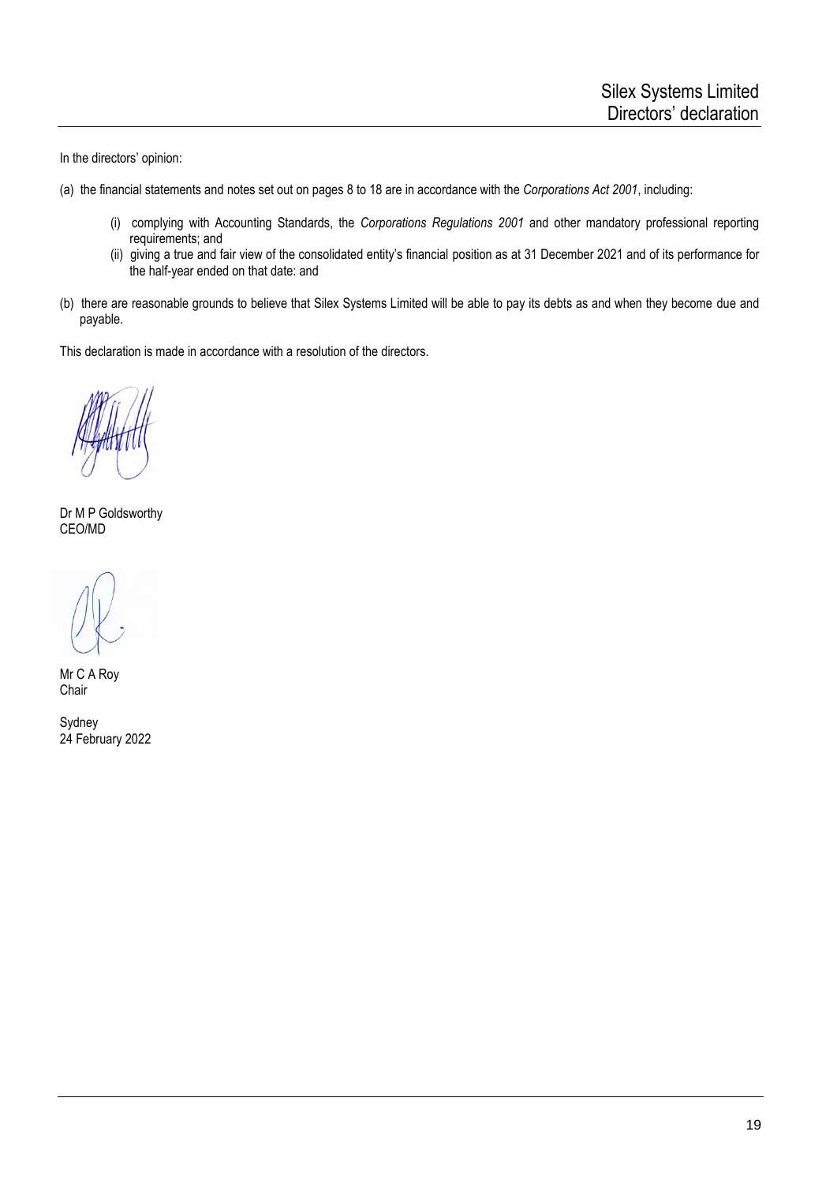# Silex Systems Limited
## Directors' declaration

In the directors' opinion:

(a) the financial statements and notes set out on pages 8 to 18 are in accordance with the *Corporations Act 2001*, including:

   (i) complying with Accounting Standards, the *Corporations Regulations 2001* and other mandatory professional reporting requirements; and

   (ii) giving a true and fair view of the consolidated entity's financial position as at 31 December 2021 and of its performance for the half-year ended on that date: and

(b) there are reasonable grounds to believe that Silex Systems Limited will be able to pay its debts as and when they become due and payable.

This declaration is made in accordance with a resolution of the directors.

Dr M P Goldsworthy
CEO/MD

Mr C A Roy
Chair

Sydney
24 February 2022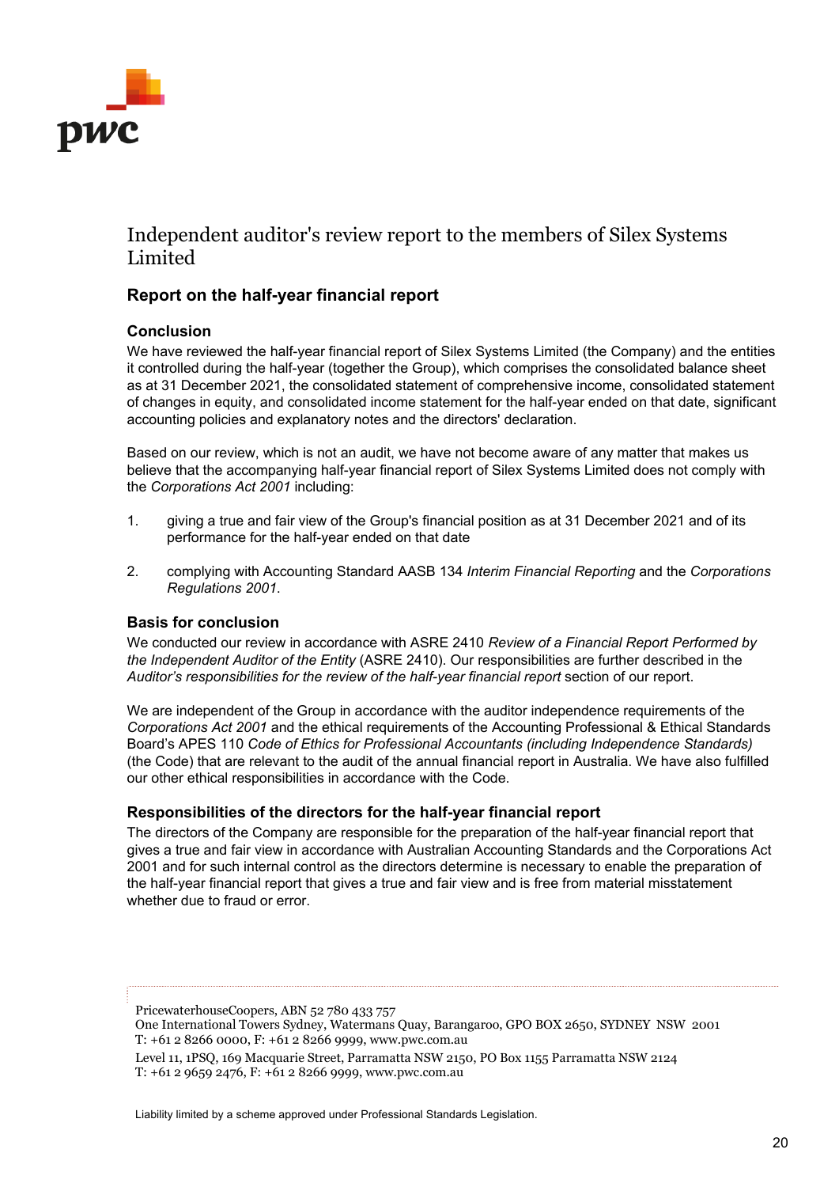# Independent auditor's review report to the members of Silex Systems Limited

## Report on the half-year financial report

### Conclusion

We have reviewed the half-year financial report of Silex Systems Limited (the Company) and the entities it controlled during the half-year (together the Group), which comprises the consolidated balance sheet as at 31 December 2021, the consolidated statement of comprehensive income, consolidated statement of changes in equity, and consolidated income statement for the half-year ended on that date, significant accounting policies and explanatory notes and the directors' declaration.

Based on our review, which is not an audit, we have not become aware of any matter that makes us believe that the accompanying half-year financial report of Silex Systems Limited does not comply with the *Corporations Act 2001* including:

1. giving a true and fair view of the Group's financial position as at 31 December 2021 and of its performance for the half-year ended on that date
2. complying with Accounting Standard AASB 134 *Interim Financial Reporting* and the *Corporations Regulations 2001*.

### Basis for conclusion

We conducted our review in accordance with ASRE 2410 *Review of a Financial Report Performed by the Independent Auditor of the Entity* (ASRE 2410). Our responsibilities are further described in the *Auditor's responsibilities for the review of the half-year financial report* section of our report.

We are independent of the Group in accordance with the auditor independence requirements of the *Corporations Act 2001* and the ethical requirements of the Accounting Professional & Ethical Standards Board's APES 110 *Code of Ethics for Professional Accountants (including Independence Standards)* (the Code) that are relevant to the audit of the annual financial report in Australia. We have also fulfilled our other ethical responsibilities in accordance with the Code.

### Responsibilities of the directors for the half-year financial report

The directors of the Company are responsible for the preparation of the half-year financial report that gives a true and fair view in accordance with Australian Accounting Standards and the Corporations Act 2001 and for such internal control as the directors determine is necessary to enable the preparation of the half-year financial report that gives a true and fair view and is free from material misstatement whether due to fraud or error.

PricewaterhouseCoopers, ABN 52 780 433 757
One International Towers Sydney, Watermans Quay, Barangaroo, GPO BOX 2650, SYDNEY NSW 2001
T: +61 2 8266 0000, F: +61 2 8266 9999, www.pwc.com.au

Level 11, 1PSQ, 169 Macquarie Street, Parramatta NSW 2150, PO Box 1155 Parramatta NSW 2124
T: +61 2 9659 2476, F: +61 2 8266 9999, www.pwc.com.au

Liability limited by a scheme approved under Professional Standards Legislation.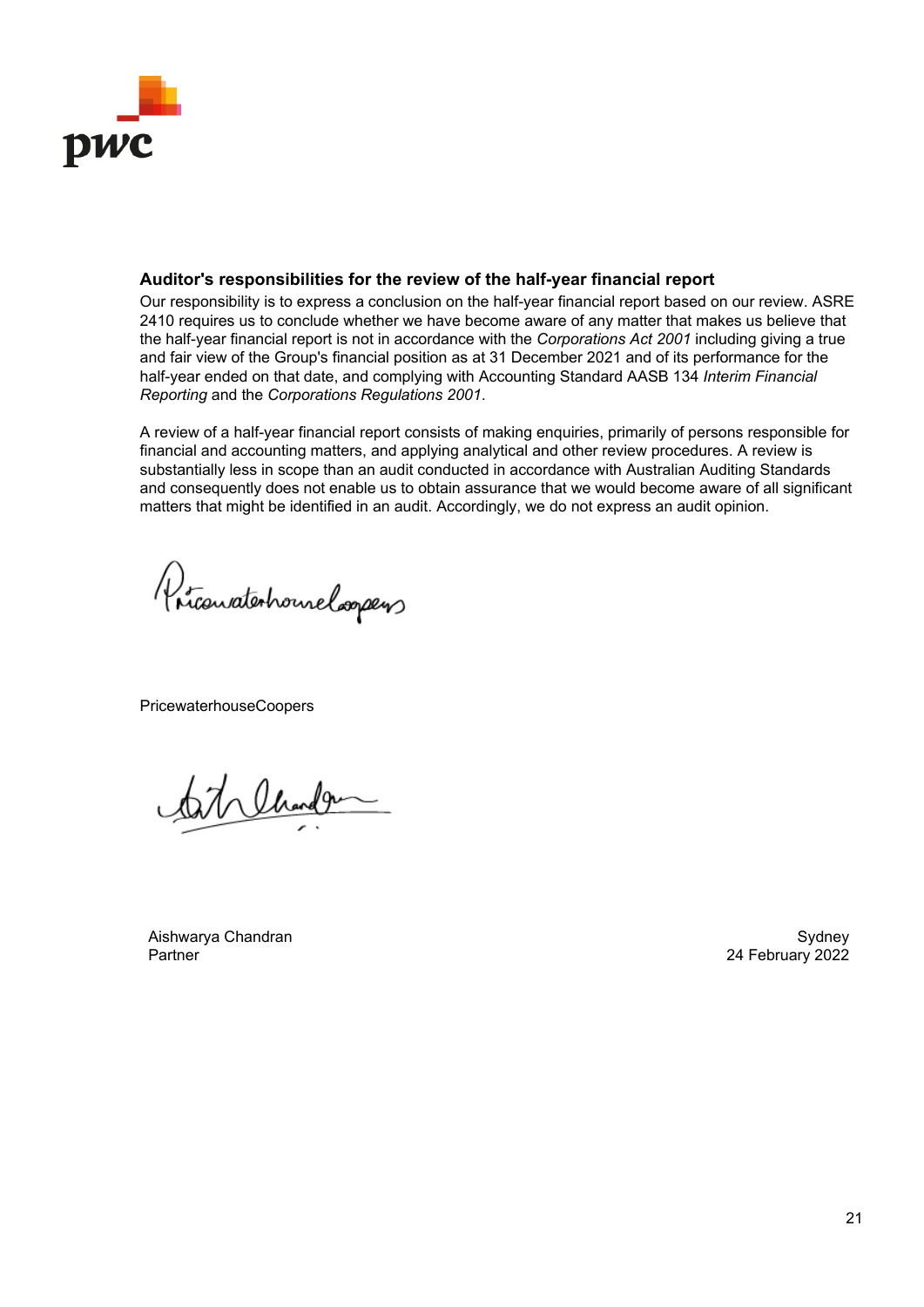### Auditor's responsibilities for the review of the half-year financial report

Our responsibility is to express a conclusion on the half-year financial report based on our review. ASRE 2410 requires us to conclude whether we have become aware of any matter that makes us believe that the half-year financial report is not in accordance with the *Corporations Act 2001* including giving a true and fair view of the Group's financial position as at 31 December 2021 and of its performance for the half-year ended on that date, and complying with Accounting Standard AASB 134 *Interim Financial Reporting* and the *Corporations Regulations 2001*.

A review of a half-year financial report consists of making enquiries, primarily of persons responsible for financial and accounting matters, and applying analytical and other review procedures. A review is substantially less in scope than an audit conducted in accordance with Australian Auditing Standards and consequently does not enable us to obtain assurance that we would become aware of all significant matters that might be identified in an audit. Accordingly, we do not express an audit opinion.

PricewaterhouseCoopers

Aishwarya Chandran
Partner

Sydney
24 February 2022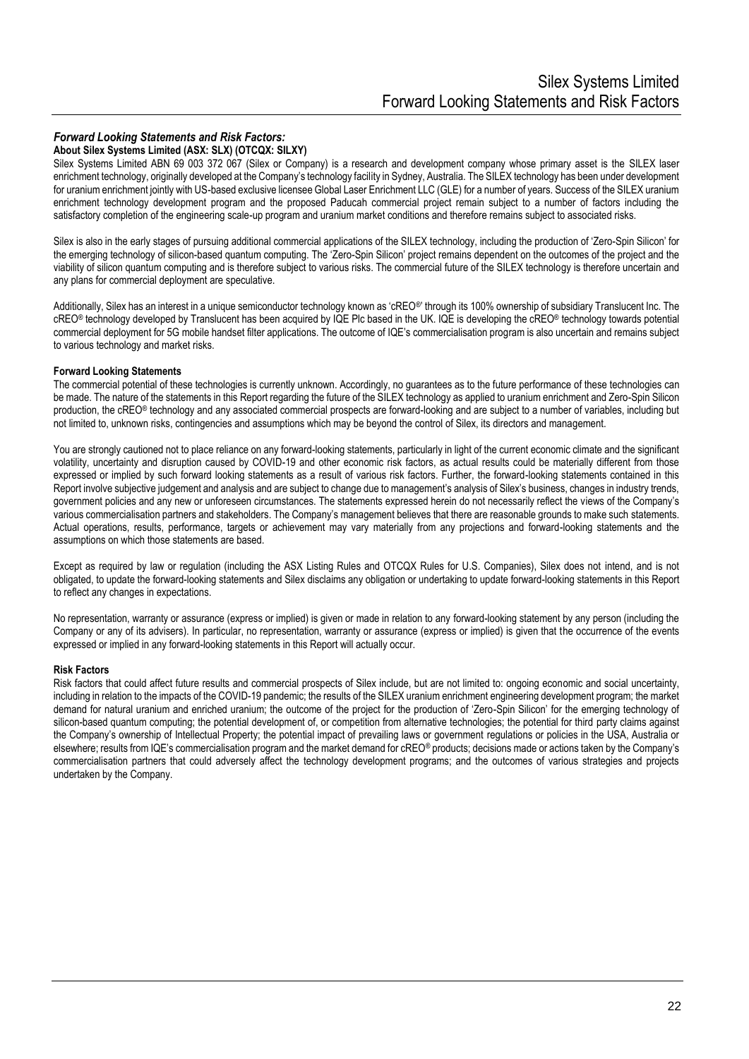## *Forward Looking Statements and Risk Factors:*

**About Silex Systems Limited (ASX: SLX) (OTCQX: SILXY)**

Silex Systems Limited ABN 69 003 372 067 (Silex or Company) is a research and development company whose primary asset is the SILEX laser enrichment technology, originally developed at the Company's technology facility in Sydney, Australia. The SILEX technology has been under development for uranium enrichment jointly with US-based exclusive licensee Global Laser Enrichment LLC (GLE) for a number of years. Success of the SILEX uranium enrichment technology development program and the proposed Paducah commercial project remain subject to a number of factors including the satisfactory completion of the engineering scale-up program and uranium market conditions and therefore remains subject to associated risks.

Silex is also in the early stages of pursuing additional commercial applications of the SILEX technology, including the production of 'Zero-Spin Silicon' for the emerging technology of silicon-based quantum computing. The 'Zero-Spin Silicon' project remains dependent on the outcomes of the project and the viability of silicon quantum computing and is therefore subject to various risks. The commercial future of the SILEX technology is therefore uncertain and any plans for commercial deployment are speculative.

Additionally, Silex has an interest in a unique semiconductor technology known as 'cREO®' through its 100% ownership of subsidiary Translucent Inc. The cREO® technology developed by Translucent has been acquired by IQE Plc based in the UK. IQE is developing the cREO® technology towards potential commercial deployment for 5G mobile handset filter applications. The outcome of IQE's commercialisation program is also uncertain and remains subject to various technology and market risks.

**Forward Looking Statements**

The commercial potential of these technologies is currently unknown. Accordingly, no guarantees as to the future performance of these technologies can be made. The nature of the statements in this Report regarding the future of the SILEX technology as applied to uranium enrichment and Zero-Spin Silicon production, the cREO® technology and any associated commercial prospects are forward-looking and are subject to a number of variables, including but not limited to, unknown risks, contingencies and assumptions which may be beyond the control of Silex, its directors and management.

You are strongly cautioned not to place reliance on any forward-looking statements, particularly in light of the current economic climate and the significant volatility, uncertainty and disruption caused by COVID-19 and other economic risk factors, as actual results could be materially different from those expressed or implied by such forward looking statements as a result of various risk factors. Further, the forward-looking statements contained in this Report involve subjective judgement and analysis and are subject to change due to management's analysis of Silex's business, changes in industry trends, government policies and any new or unforeseen circumstances. The statements expressed herein do not necessarily reflect the views of the Company's various commercialisation partners and stakeholders. The Company's management believes that there are reasonable grounds to make such statements. Actual operations, results, performance, targets or achievement may vary materially from any projections and forward-looking statements and the assumptions on which those statements are based.

Except as required by law or regulation (including the ASX Listing Rules and OTCQX Rules for U.S. Companies), Silex does not intend, and is not obligated, to update the forward-looking statements and Silex disclaims any obligation or undertaking to update forward-looking statements in this Report to reflect any changes in expectations.

No representation, warranty or assurance (express or implied) is given or made in relation to any forward-looking statement by any person (including the Company or any of its advisers). In particular, no representation, warranty or assurance (express or implied) is given that the occurrence of the events expressed or implied in any forward-looking statements in this Report will actually occur.

**Risk Factors**

Risk factors that could affect future results and commercial prospects of Silex include, but are not limited to: ongoing economic and social uncertainty, including in relation to the impacts of the COVID-19 pandemic; the results of the SILEX uranium enrichment engineering development program; the market demand for natural uranium and enriched uranium; the outcome of the project for the production of 'Zero-Spin Silicon' for the emerging technology of silicon-based quantum computing; the potential development of, or competition from alternative technologies; the potential for third party claims against the Company's ownership of Intellectual Property; the potential impact of prevailing laws or government regulations or policies in the USA, Australia or elsewhere; results from IQE's commercialisation program and the market demand for cREO® products; decisions made or actions taken by the Company's commercialisation partners that could adversely affect the technology development programs; and the outcomes of various strategies and projects undertaken by the Company.